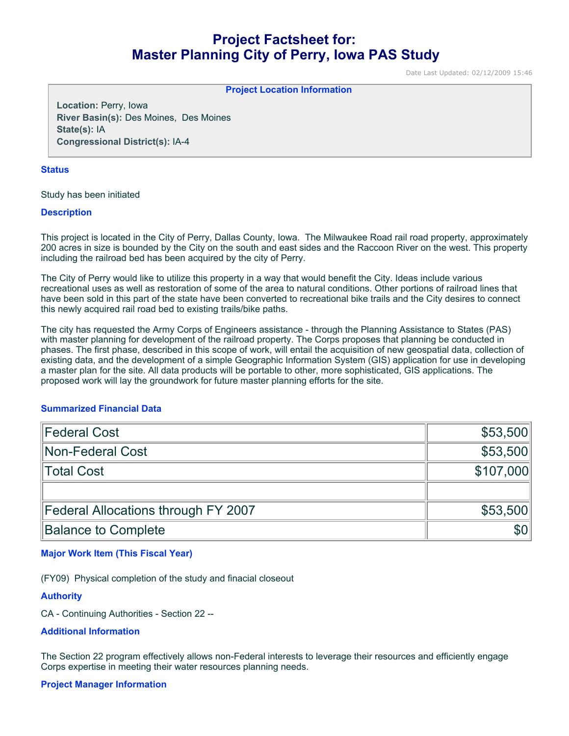# Project Factsheet for: Master Planning City of Perry, Iowa PAS Study

Date Last Updated: 02/12/2009 15:46

**Project Location Information**

**Location:** Perry, Iowa
**River Basin(s):** Des Moines, Des Moines
**State(s):** IA
**Congressional District(s):** IA-4

### Status

Study has been initiated

### Description

This project is located in the City of Perry, Dallas County, Iowa. The Milwaukee Road rail road property, approximately 200 acres in size is bounded by the City on the south and east sides and the Raccoon River on the west. This property including the railroad bed has been acquired by the city of Perry.

The City of Perry would like to utilize this property in a way that would benefit the City. Ideas include various recreational uses as well as restoration of some of the area to natural conditions. Other portions of railroad lines that have been sold in this part of the state have been converted to recreational bike trails and the City desires to connect this newly acquired rail road bed to existing trails/bike paths.

The city has requested the Army Corps of Engineers assistance - through the Planning Assistance to States (PAS) with master planning for development of the railroad property. The Corps proposes that planning be conducted in phases. The first phase, described in this scope of work, will entail the acquisition of new geospatial data, collection of existing data, and the development of a simple Geographic Information System (GIS) application for use in developing a master plan for the site. All data products will be portable to other, more sophisticated, GIS applications. The proposed work will lay the groundwork for future master planning efforts for the site.

### Summarized Financial Data

| | |
|---|---:|
| Federal Cost | $53,500 |
| Non-Federal Cost | $53,500 |
| Total Cost | $107,000 |
| | |
| Federal Allocations through FY 2007 | $53,500 |
| Balance to Complete | $0 |

### Major Work Item (This Fiscal Year)

(FY09) Physical completion of the study and finacial closeout

### Authority

CA - Continuing Authorities - Section 22 --

### Additional Information

The Section 22 program effectively allows non-Federal interests to leverage their resources and efficiently engage Corps expertise in meeting their water resources planning needs.

### Project Manager Information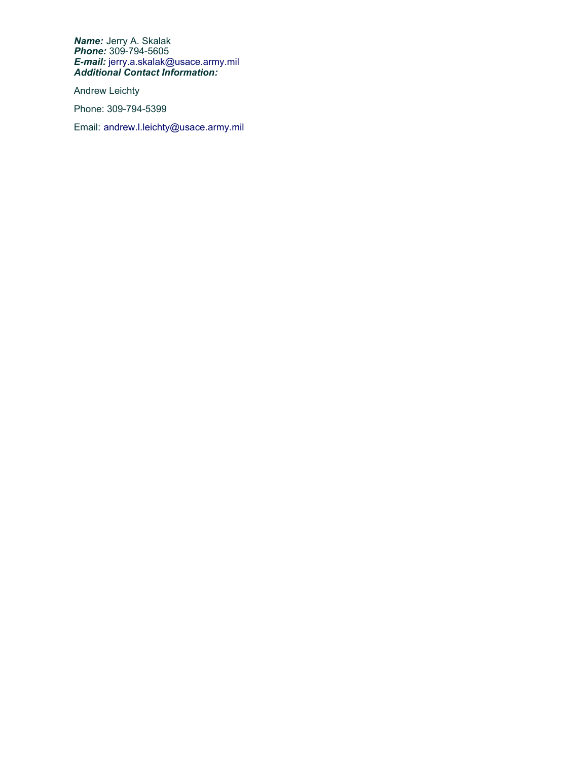***Name:*** Jerry A. Skalak
***Phone:*** 309-794-5605
***E-mail:*** jerry.a.skalak@usace.army.mil
***Additional Contact Information:***

Andrew Leichty

Phone: 309-794-5399

Email: andrew.l.leichty@usace.army.mil